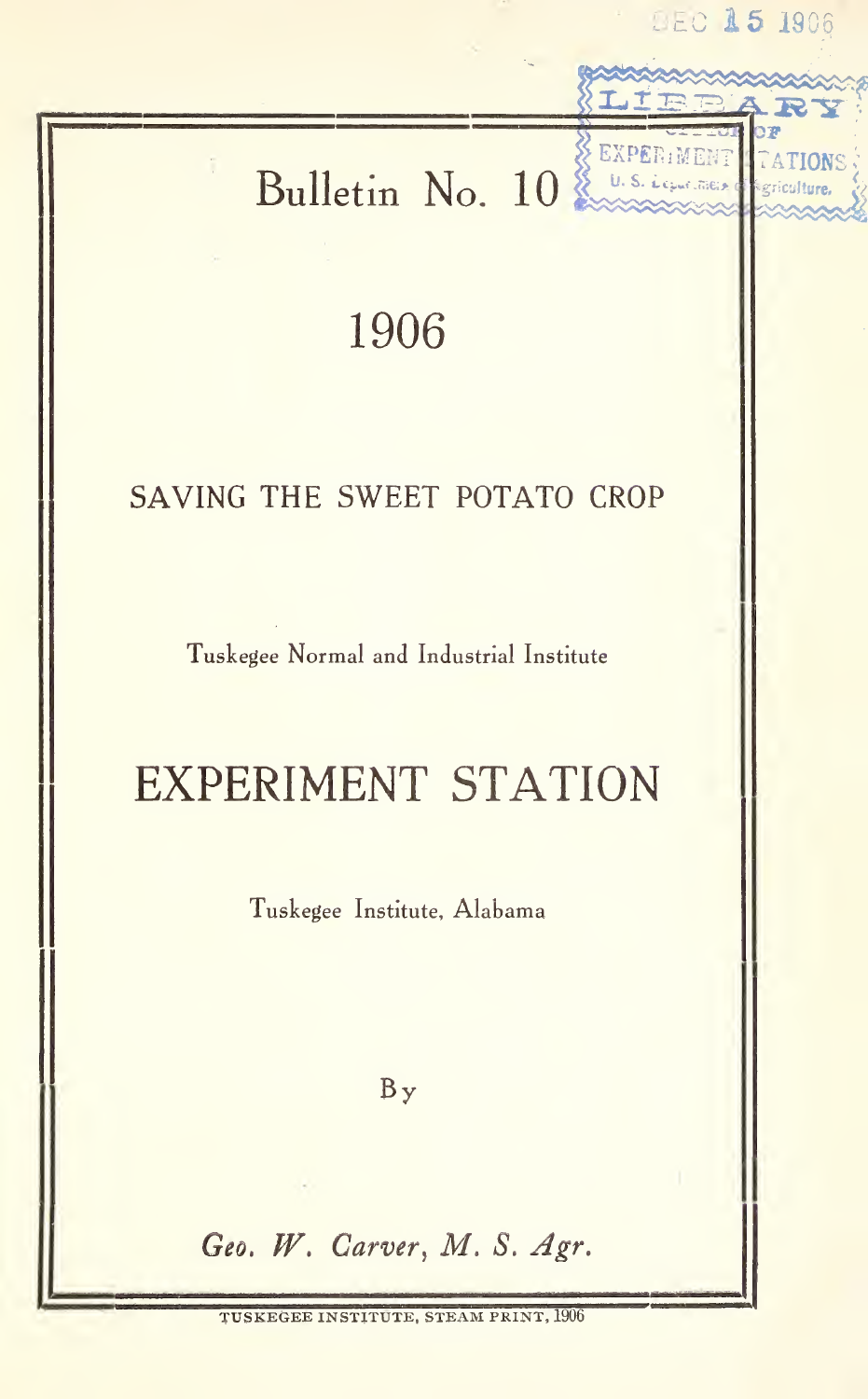DEC 15 1906

LIBRARY OF EXPERIMENT STATIONS U. S. Department of Agriculture.

# Bulletin No. 10

## 1906

## SAVING THE SWEET POTATO CROP

Tuskegee Normal and Industrial Institute

# EXPERIMENT STATION

Tuskegee Institute, Alabama

By

*Geo. W. Carver, M. S. Agr.*

TUSKEGEE INSTITUTE, STEAM PRINT, 1906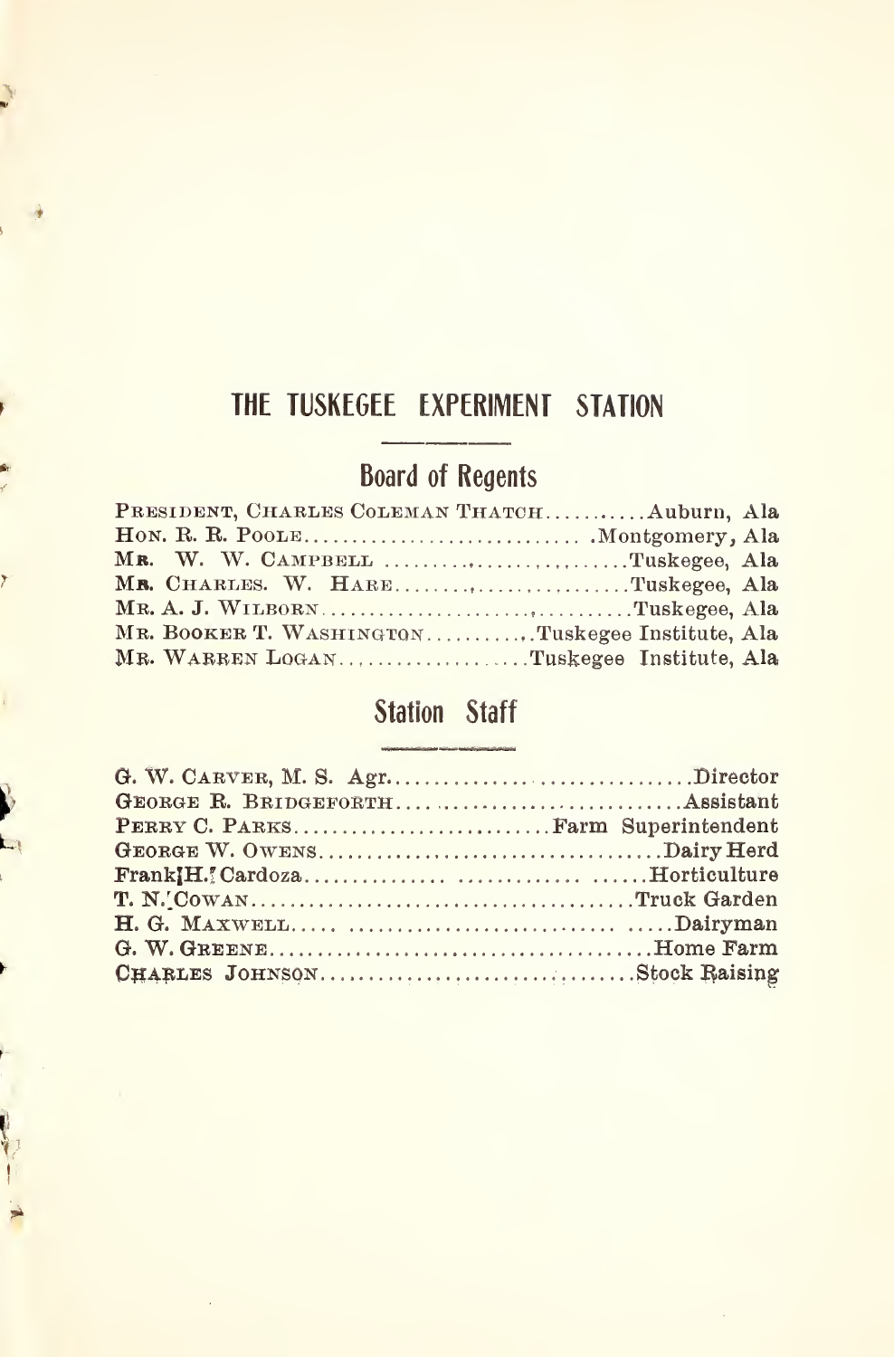# THE TUSKEGEE EXPERIMENT STATION

## Board of Regents

PRESIDENT, CHARLES COLEMAN THATCH..........Auburn, Ala
HON. R. R. POOLE............................Montgomery, Ala
MR. W. W. CAMPBELL ..........................Tuskegee, Ala
MR. CHARLES. W. HARE..........................Tuskegee, Ala
MR. A. J. WILBORN..............................Tuskegee, Ala
MR. BOOKER T. WASHINGTON..........Tuskegee Institute, Ala
MR. WARREN LOGAN..................Tuskegee Institute, Ala

## Station Staff

G. W. CARVER, M. S. Agr..............................Director
GEORGE R. BRIDGEFORTH..............................Assistant
PERRY C. PARKS..........................Farm Superintendent
GEORGE W. OWENS..................................Dairy Herd
Frank H. Cardoza...............................Horticulture
T. N. COWAN......................................Truck Garden
H. G. MAXWELL........................................Dairyman
G. W. GREENE.......................................Home Farm
CHARLES JOHNSON..............................Stock Raising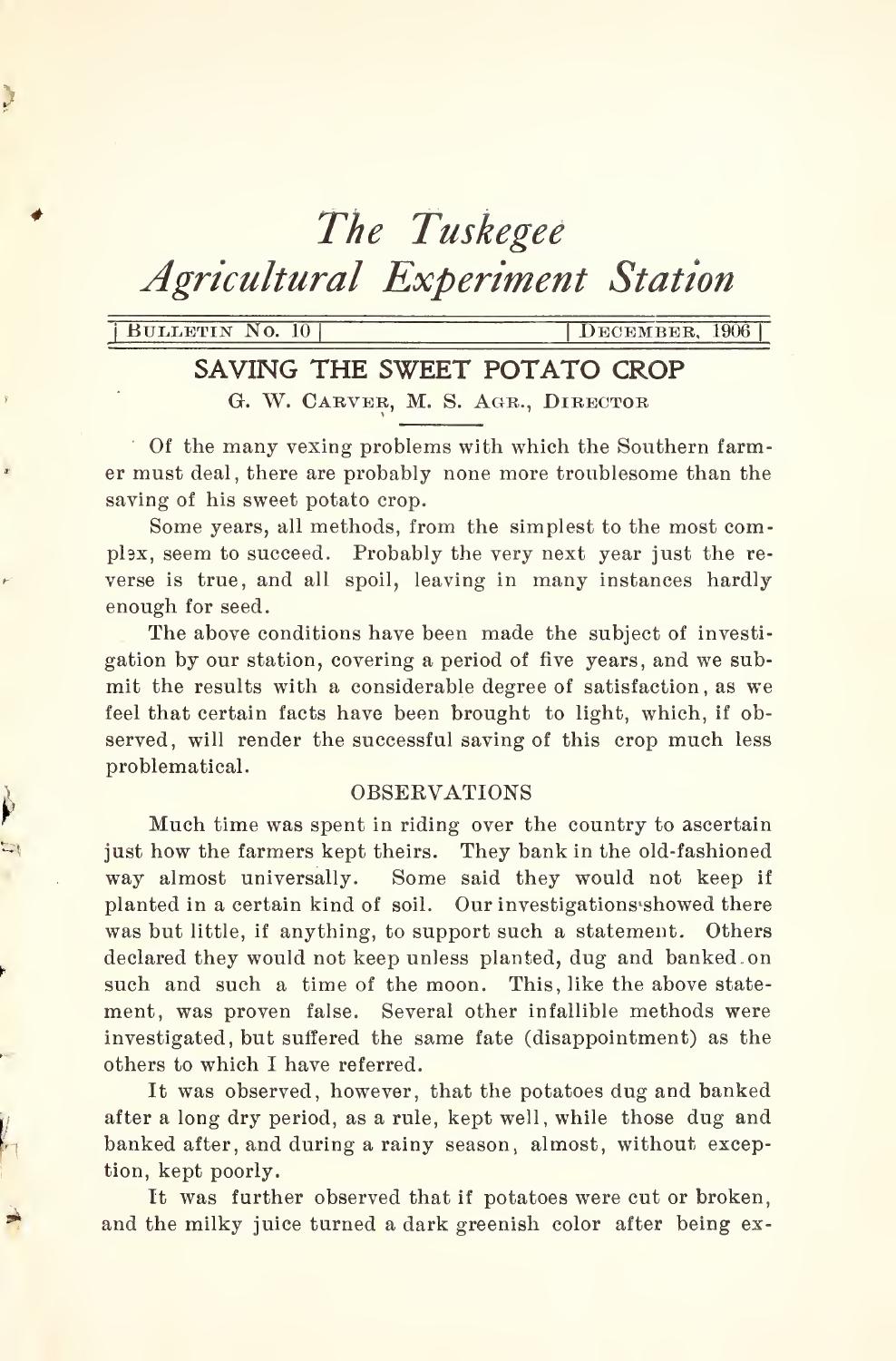# *The Tuskegee Agricultural Experiment Station*

BULLETIN No. 10 | DECEMBER, 1906

## SAVING THE SWEET POTATO CROP

G. W. CARVER, M. S. AGR., DIRECTOR

Of the many vexing problems with which the Southern farmer must deal, there are probably none more troublesome than the saving of his sweet potato crop.

Some years, all methods, from the simplest to the most complex, seem to succeed. Probably the very next year just the reverse is true, and all spoil, leaving in many instances hardly enough for seed.

The above conditions have been made the subject of investigation by our station, covering a period of five years, and we submit the results with a considerable degree of satisfaction, as we feel that certain facts have been brought to light, which, if observed, will render the successful saving of this crop much less problematical.

### OBSERVATIONS

Much time was spent in riding over the country to ascertain just how the farmers kept theirs. They bank in the old-fashioned way almost universally. Some said they would not keep if planted in a certain kind of soil. Our investigations showed there was but little, if anything, to support such a statement. Others declared they would not keep unless planted, dug and banked on such and such a time of the moon. This, like the above statement, was proven false. Several other infallible methods were investigated, but suffered the same fate (disappointment) as the others to which I have referred.

It was observed, however, that the potatoes dug and banked after a long dry period, as a rule, kept well, while those dug and banked after, and during a rainy season, almost, without exception, kept poorly.

It was further observed that if potatoes were cut or broken, and the milky juice turned a dark greenish color after being ex-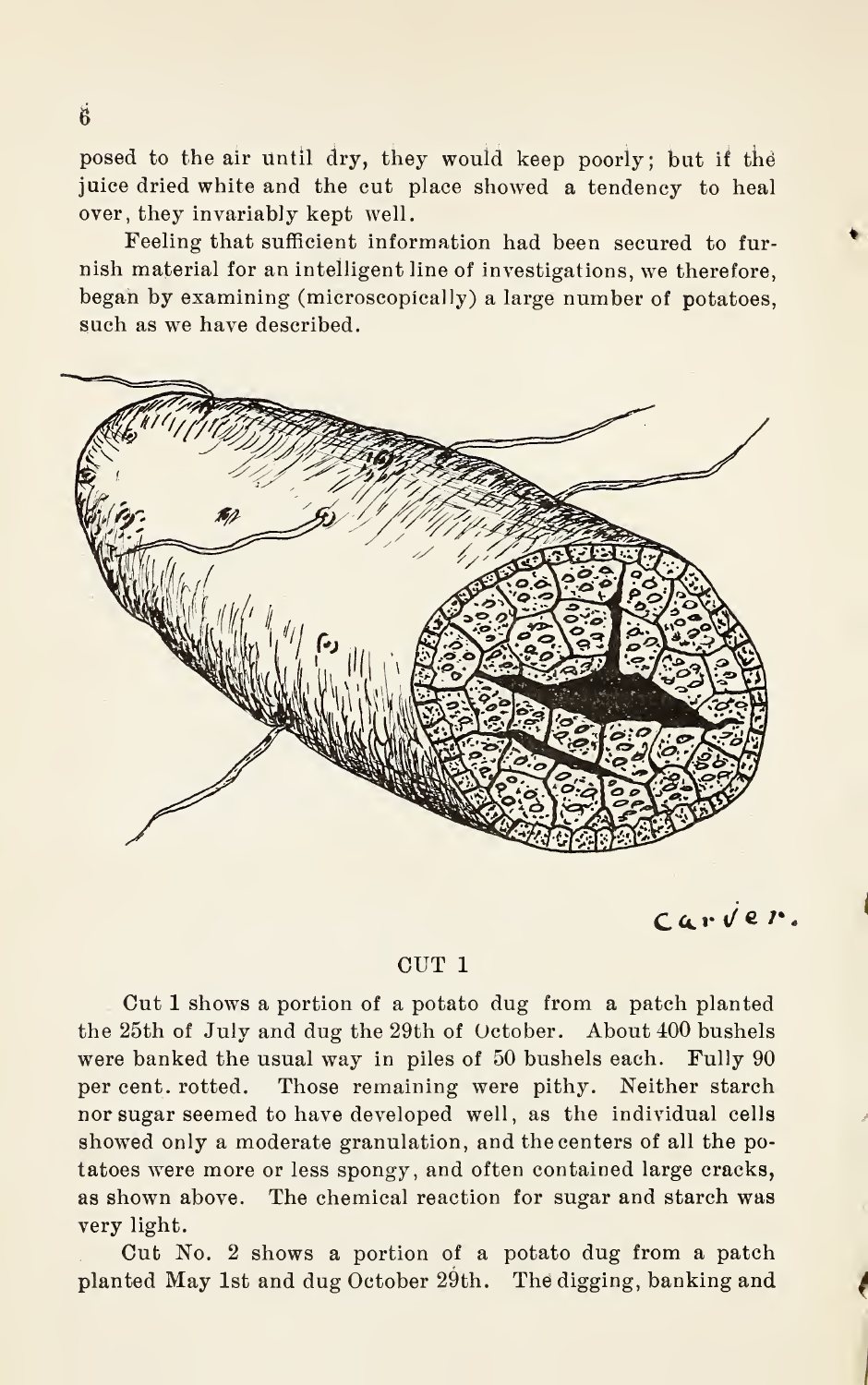posed to the air until dry, they would keep poorly; but if the juice dried white and the cut place showed a tendency to heal over, they invariably kept well.

Feeling that sufficient information had been secured to furnish material for an intelligent line of investigations, we therefore, began by examining (microscopically) a large number of potatoes, such as we have described.

CUT 1

Cut 1 shows a portion of a potato dug from a patch planted the 25th of July and dug the 29th of October. About 400 bushels were banked the usual way in piles of 50 bushels each. Fully 90 per cent. rotted. Those remaining were pithy. Neither starch nor sugar seemed to have developed well, as the individual cells showed only a moderate granulation, and the centers of all the potatoes were more or less spongy, and often contained large cracks, as shown above. The chemical reaction for sugar and starch was very light.

Cut No. 2 shows a portion of a potato dug from a patch planted May 1st and dug October 29th. The digging, banking and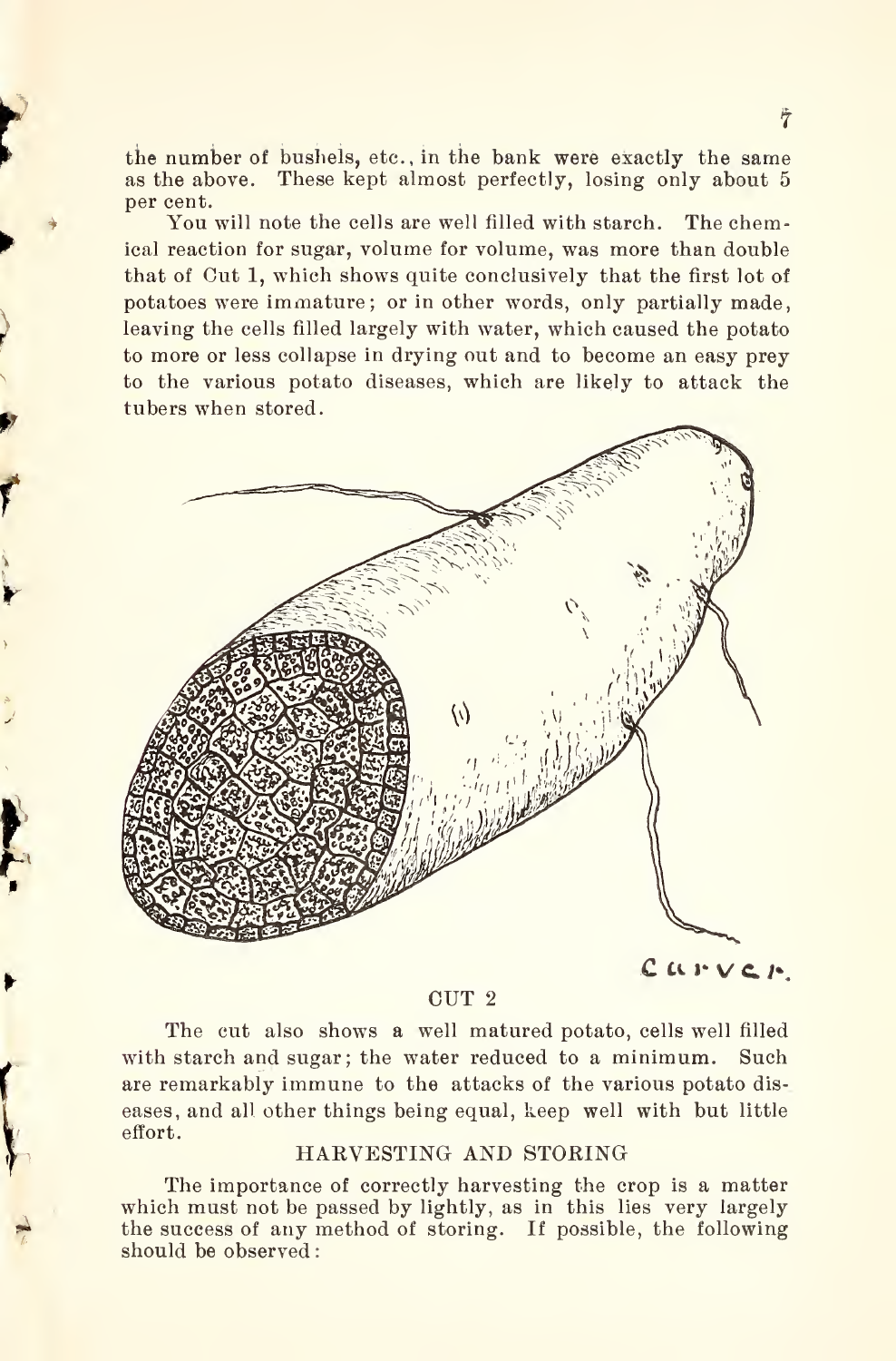the number of bushels, etc., in the bank were exactly the same as the above. These kept almost perfectly, losing only about 5 per cent.

You will note the cells are well filled with starch. The chemical reaction for sugar, volume for volume, was more than double that of Cut 1, which shows quite conclusively that the first lot of potatoes were immature; or in other words, only partially made, leaving the cells filled largely with water, which caused the potato to more or less collapse in drying out and to become an easy prey to the various potato diseases, which are likely to attack the tubers when stored.

CUT 2

The cut also shows a well matured potato, cells well filled with starch and sugar; the water reduced to a minimum. Such are remarkably immune to the attacks of the various potato diseases, and all other things being equal, keep well with but little effort.

## HARVESTING AND STORING

The importance of correctly harvesting the crop is a matter which must not be passed by lightly, as in this lies very largely the success of any method of storing. If possible, the following should be observed: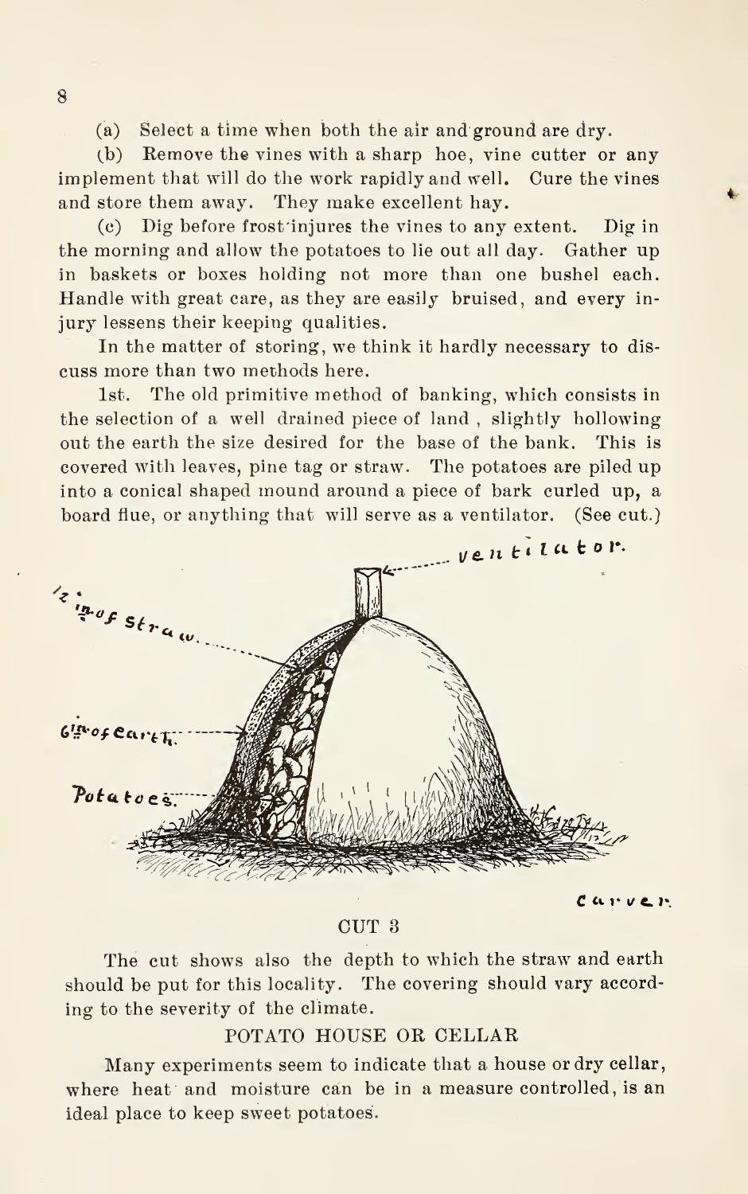(a) Select a time when both the air and ground are dry.

(b) Remove the vines with a sharp hoe, vine cutter or any implement that will do the work rapidly and well. Cure the vines and store them away. They make excellent hay.

(c) Dig before frost injures the vines to any extent. Dig in the morning and allow the potatoes to lie out all day. Gather up in baskets or boxes holding not more than one bushel each. Handle with great care, as they are easily bruised, and every injury lessens their keeping qualities.

In the matter of storing, we think it hardly necessary to discuss more than two methods here.

1st. The old primitive method of banking, which consists in the selection of a well drained piece of land, slightly hollowing out the earth the size desired for the base of the bank. This is covered with leaves, pine tag or straw. The potatoes are piled up into a conical shaped mound around a piece of bark curled up, a board flue, or anything that will serve as a ventilator. (See cut.)

CUT 3

The cut shows also the depth to which the straw and earth should be put for this locality. The covering should vary according to the severity of the climate.

## POTATO HOUSE OR CELLAR

Many experiments seem to indicate that a house or dry cellar, where heat and moisture can be in a measure controlled, is an ideal place to keep sweet potatoes.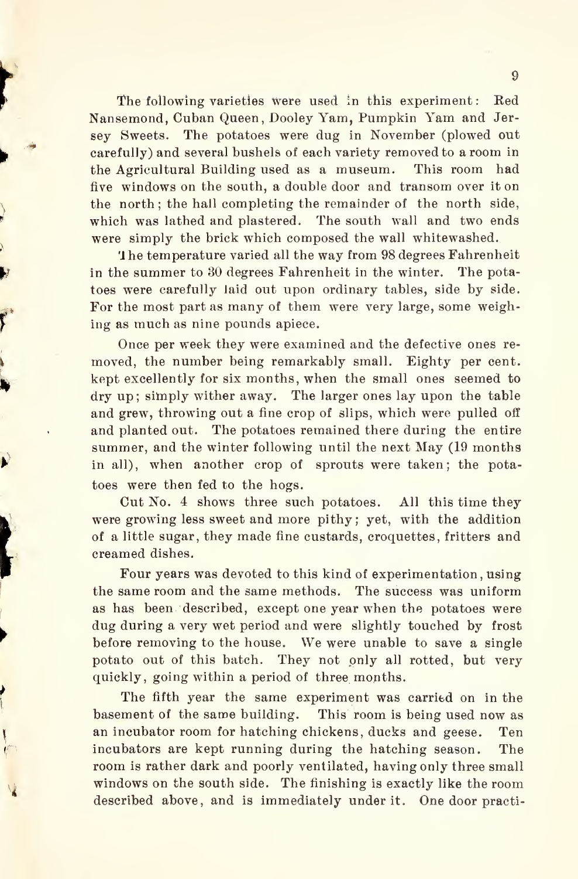The following varieties were used in this experiment: Red Nansemond, Cuban Queen, Dooley Yam, Pumpkin Yam and Jersey Sweets. The potatoes were dug in November (plowed out carefully) and several bushels of each variety removed to a room in the Agricultural Building used as a museum. This room had five windows on the south, a double door and transom over it on the north; the hall completing the remainder of the north side, which was lathed and plastered. The south wall and two ends were simply the brick which composed the wall whitewashed.

The temperature varied all the way from 98 degrees Fahrenheit in the summer to 30 degrees Fahrenheit in the winter. The potatoes were carefully laid out upon ordinary tables, side by side. For the most part as many of them were very large, some weighing as much as nine pounds apiece.

Once per week they were examined and the defective ones removed, the number being remarkably small. Eighty per cent. kept excellently for six months, when the small ones seemed to dry up; simply wither away. The larger ones lay upon the table and grew, throwing out a fine crop of slips, which were pulled off and planted out. The potatoes remained there during the entire summer, and the winter following until the next May (19 months in all), when another crop of sprouts were taken; the potatoes were then fed to the hogs.

Cut No. 4 shows three such potatoes. All this time they were growing less sweet and more pithy; yet, with the addition of a little sugar, they made fine custards, croquettes, fritters and creamed dishes.

Four years was devoted to this kind of experimentation, using the same room and the same methods. The success was uniform as has been described, except one year when the potatoes were dug during a very wet period and were slightly touched by frost before removing to the house. We were unable to save a single potato out of this batch. They not only all rotted, but very quickly, going within a period of three months.

The fifth year the same experiment was carried on in the basement of the same building. This room is being used now as an incubator room for hatching chickens, ducks and geese. Ten incubators are kept running during the hatching season. The room is rather dark and poorly ventilated, having only three small windows on the south side. The finishing is exactly like the room described above, and is immediately under it. One door practi-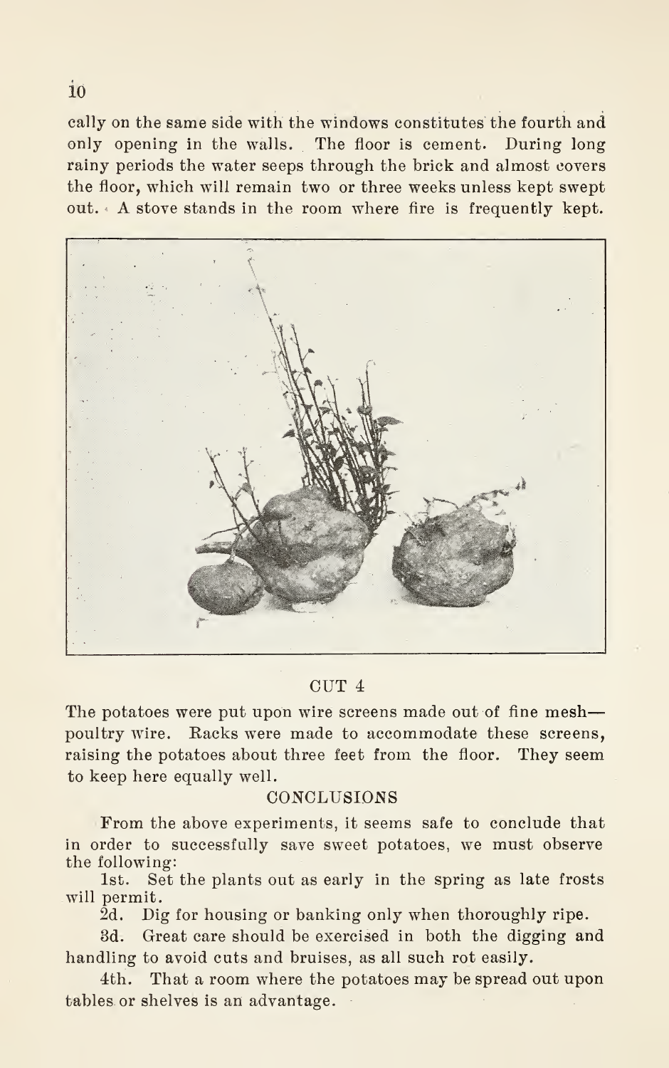cally on the same side with the windows constitutes the fourth and only opening in the walls. The floor is cement. During long rainy periods the water seeps through the brick and almost covers the floor, which will remain two or three weeks unless kept swept out. A stove stands in the room where fire is frequently kept.

CUT 4

The potatoes were put upon wire screens made out of fine mesh—poultry wire. Racks were made to accommodate these screens, raising the potatoes about three feet from the floor. They seem to keep here equally well.

## CONCLUSIONS

From the above experiments, it seems safe to conclude that in order to successfully save sweet potatoes, we must observe the following:

1st. Set the plants out as early in the spring as late frosts will permit.

2d. Dig for housing or banking only when thoroughly ripe.

3d. Great care should be exercised in both the digging and handling to avoid cuts and bruises, as all such rot easily.

4th. That a room where the potatoes may be spread out upon tables or shelves is an advantage.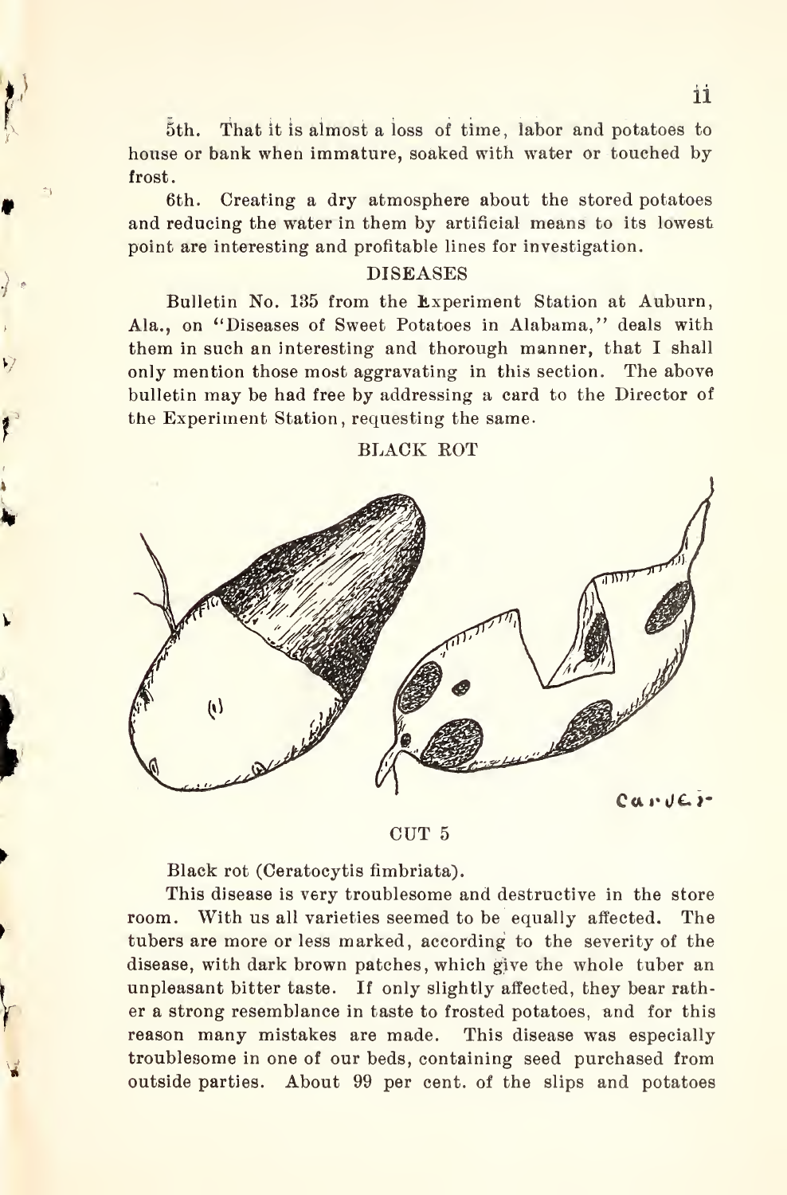5th. That it is almost a loss of time, labor and potatoes to house or bank when immature, soaked with water or touched by frost.

6th. Creating a dry atmosphere about the stored potatoes and reducing the water in them by artificial means to its lowest point are interesting and profitable lines for investigation.

## DISEASES

Bulletin No. 135 from the Experiment Station at Auburn, Ala., on "Diseases of Sweet Potatoes in Alabama," deals with them in such an interesting and thorough manner, that I shall only mention those most aggravating in this section. The above bulletin may be had free by addressing a card to the Director of the Experiment Station, requesting the same.

### BLACK ROT

CUT 5

Black rot (Ceratocytis fimbriata).

This disease is very troublesome and destructive in the store room. With us all varieties seemed to be equally affected. The tubers are more or less marked, according to the severity of the disease, with dark brown patches, which give the whole tuber an unpleasant bitter taste. If only slightly affected, they bear rather a strong resemblance in taste to frosted potatoes, and for this reason many mistakes are made. This disease was especially troublesome in one of our beds, containing seed purchased from outside parties. About 99 per cent. of the slips and potatoes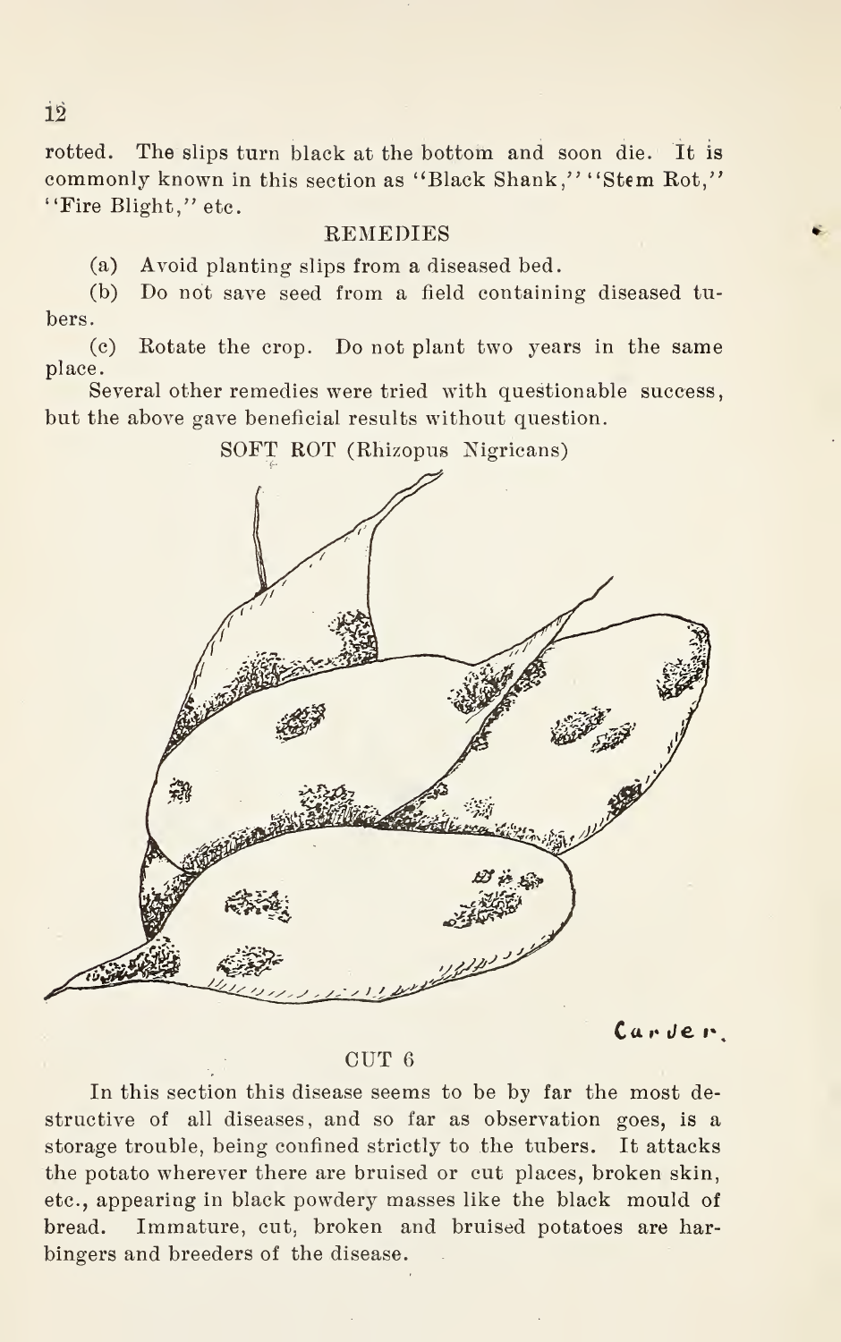rotted. The slips turn black at the bottom and soon die. It is commonly known in this section as "Black Shank," "Stem Rot," "Fire Blight," etc.

### REMEDIES

(a) Avoid planting slips from a diseased bed.

(b) Do not save seed from a field containing diseased tubers.

(c) Rotate the crop. Do not plant two years in the same place.

Several other remedies were tried with questionable success, but the above gave beneficial results without question.

### SOFT ROT (Rhizopus Nigricans)

Carver.

CUT 6

In this section this disease seems to be by far the most destructive of all diseases, and so far as observation goes, is a storage trouble, being confined strictly to the tubers. It attacks the potato wherever there are bruised or cut places, broken skin, etc., appearing in black powdery masses like the black mould of bread. Immature, cut, broken and bruised potatoes are harbingers and breeders of the disease.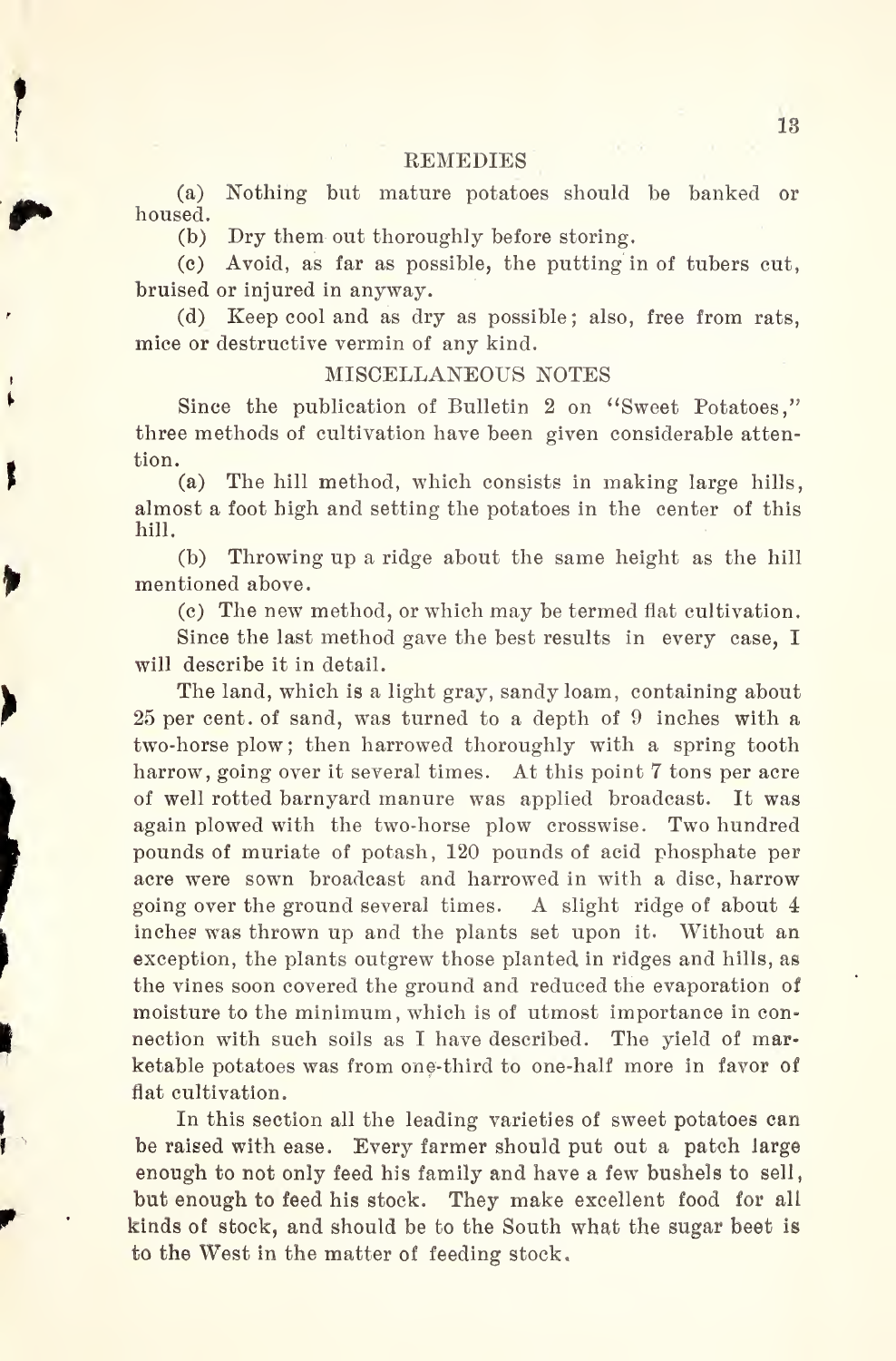## REMEDIES

(a) Nothing but mature potatoes should be banked or housed.

(b) Dry them out thoroughly before storing.

(c) Avoid, as far as possible, the putting in of tubers cut, bruised or injured in anyway.

(d) Keep cool and as dry as possible; also, free from rats, mice or destructive vermin of any kind.

## MISCELLANEOUS NOTES

Since the publication of Bulletin 2 on "Sweet Potatoes," three methods of cultivation have been given considerable attention.

(a) The hill method, which consists in making large hills, almost a foot high and setting the potatoes in the center of this hill.

(b) Throwing up a ridge about the same height as the hill mentioned above.

(c) The new method, or which may be termed flat cultivation.

Since the last method gave the best results in every case, I will describe it in detail.

The land, which is a light gray, sandy loam, containing about 25 per cent. of sand, was turned to a depth of 9 inches with a two-horse plow; then harrowed thoroughly with a spring tooth harrow, going over it several times. At this point 7 tons per acre of well rotted barnyard manure was applied broadcast. It was again plowed with the two-horse plow crosswise. Two hundred pounds of muriate of potash, 120 pounds of acid phosphate per acre were sown broadcast and harrowed in with a disc, harrow going over the ground several times. A slight ridge of about 4 inches was thrown up and the plants set upon it. Without an exception, the plants outgrew those planted in ridges and hills, as the vines soon covered the ground and reduced the evaporation of moisture to the minimum, which is of utmost importance in connection with such soils as I have described. The yield of marketable potatoes was from one-third to one-half more in favor of flat cultivation.

In this section all the leading varieties of sweet potatoes can be raised with ease. Every farmer should put out a patch large enough to not only feed his family and have a few bushels to sell, but enough to feed his stock. They make excellent food for all kinds of stock, and should be to the South what the sugar beet is to the West in the matter of feeding stock.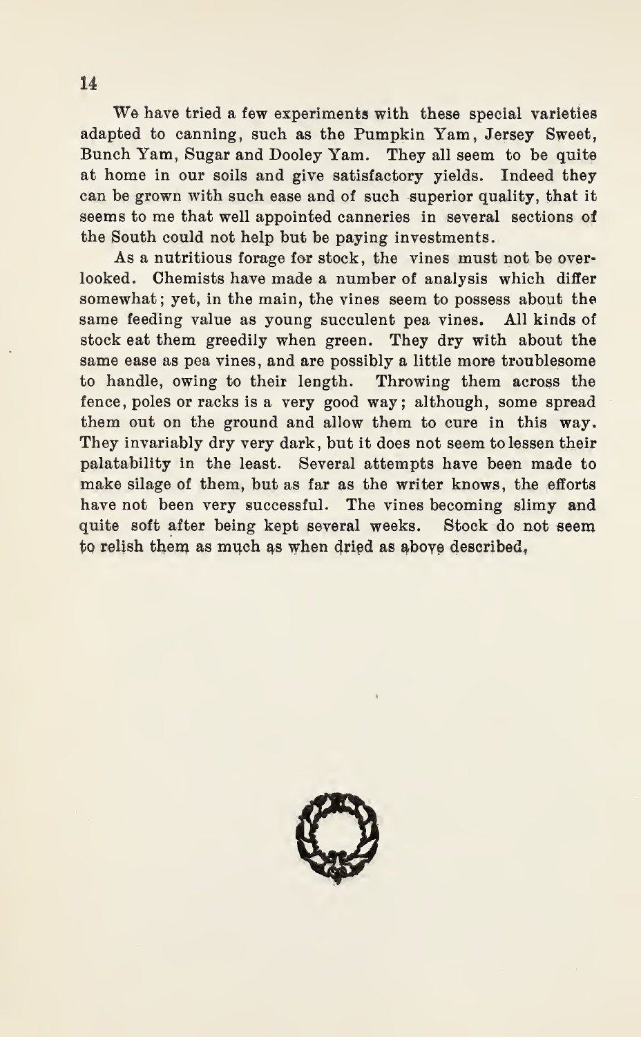We have tried a few experiments with these special varieties adapted to canning, such as the Pumpkin Yam, Jersey Sweet, Bunch Yam, Sugar and Dooley Yam. They all seem to be quite at home in our soils and give satisfactory yields. Indeed they can be grown with such ease and of such superior quality, that it seems to me that well appointed canneries in several sections of the South could not help but be paying investments.

As a nutritious forage for stock, the vines must not be overlooked. Chemists have made a number of analysis which differ somewhat; yet, in the main, the vines seem to possess about the same feeding value as young succulent pea vines. All kinds of stock eat them greedily when green. They dry with about the same ease as pea vines, and are possibly a little more troublesome to handle, owing to their length. Throwing them across the fence, poles or racks is a very good way; although, some spread them out on the ground and allow them to cure in this way. They invariably dry very dark, but it does not seem to lessen their palatability in the least. Several attempts have been made to make silage of them, but as far as the writer knows, the efforts have not been very successful. The vines becoming slimy and quite soft after being kept several weeks. Stock do not seem to relish them as much as when dried as above described.